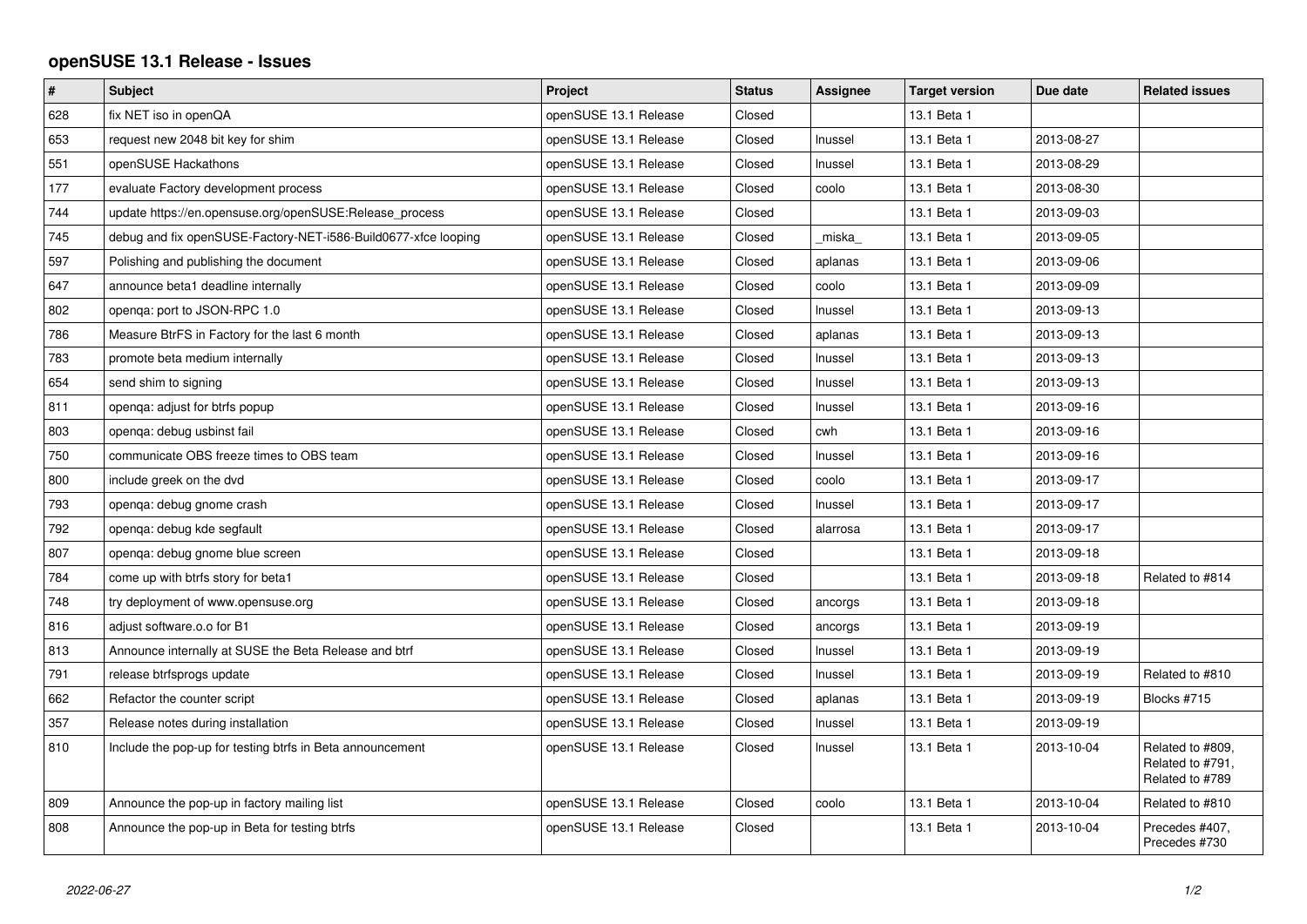## openSUSE 13.1 Release - Issues

| # | Subject | Project | Status | Assignee | Target version | Due date | Related issues |
|---|---|---|---|---|---|---|---|
| 628 | fix NET iso in openQA | openSUSE 13.1 Release | Closed | | 13.1 Beta 1 | | |
| 653 | request new 2048 bit key for shim | openSUSE 13.1 Release | Closed | lnussel | 13.1 Beta 1 | 2013-08-27 | |
| 551 | openSUSE Hackathons | openSUSE 13.1 Release | Closed | lnussel | 13.1 Beta 1 | 2013-08-29 | |
| 177 | evaluate Factory development process | openSUSE 13.1 Release | Closed | coolo | 13.1 Beta 1 | 2013-08-30 | |
| 744 | update https://en.opensuse.org/openSUSE:Release_process | openSUSE 13.1 Release | Closed | | 13.1 Beta 1 | 2013-09-03 | |
| 745 | debug and fix openSUSE-Factory-NET-i586-Build0677-xfce looping | openSUSE 13.1 Release | Closed | _miska_ | 13.1 Beta 1 | 2013-09-05 | |
| 597 | Polishing and publishing the document | openSUSE 13.1 Release | Closed | aplanas | 13.1 Beta 1 | 2013-09-06 | |
| 647 | announce beta1 deadline internally | openSUSE 13.1 Release | Closed | coolo | 13.1 Beta 1 | 2013-09-09 | |
| 802 | openqa: port to JSON-RPC 1.0 | openSUSE 13.1 Release | Closed | lnussel | 13.1 Beta 1 | 2013-09-13 | |
| 786 | Measure BtrFS in Factory for the last 6 month | openSUSE 13.1 Release | Closed | aplanas | 13.1 Beta 1 | 2013-09-13 | |
| 783 | promote beta medium internally | openSUSE 13.1 Release | Closed | lnussel | 13.1 Beta 1 | 2013-09-13 | |
| 654 | send shim to signing | openSUSE 13.1 Release | Closed | lnussel | 13.1 Beta 1 | 2013-09-13 | |
| 811 | openqa: adjust for btrfs popup | openSUSE 13.1 Release | Closed | lnussel | 13.1 Beta 1 | 2013-09-16 | |
| 803 | openqa: debug usbinst fail | openSUSE 13.1 Release | Closed | cwh | 13.1 Beta 1 | 2013-09-16 | |
| 750 | communicate OBS freeze times to OBS team | openSUSE 13.1 Release | Closed | lnussel | 13.1 Beta 1 | 2013-09-16 | |
| 800 | include greek on the dvd | openSUSE 13.1 Release | Closed | coolo | 13.1 Beta 1 | 2013-09-17 | |
| 793 | openqa: debug gnome crash | openSUSE 13.1 Release | Closed | lnussel | 13.1 Beta 1 | 2013-09-17 | |
| 792 | openqa: debug kde segfault | openSUSE 13.1 Release | Closed | alarrosa | 13.1 Beta 1 | 2013-09-17 | |
| 807 | openqa: debug gnome blue screen | openSUSE 13.1 Release | Closed | | 13.1 Beta 1 | 2013-09-18 | |
| 784 | come up with btrfs story for beta1 | openSUSE 13.1 Release | Closed | | 13.1 Beta 1 | 2013-09-18 | Related to #814 |
| 748 | try deployment of www.opensuse.org | openSUSE 13.1 Release | Closed | ancorgs | 13.1 Beta 1 | 2013-09-18 | |
| 816 | adjust software.o.o for B1 | openSUSE 13.1 Release | Closed | ancorgs | 13.1 Beta 1 | 2013-09-19 | |
| 813 | Announce internally at SUSE the Beta Release and btrf | openSUSE 13.1 Release | Closed | lnussel | 13.1 Beta 1 | 2013-09-19 | |
| 791 | release btrfsprogs update | openSUSE 13.1 Release | Closed | lnussel | 13.1 Beta 1 | 2013-09-19 | Related to #810 |
| 662 | Refactor the counter script | openSUSE 13.1 Release | Closed | aplanas | 13.1 Beta 1 | 2013-09-19 | Blocks #715 |
| 357 | Release notes during installation | openSUSE 13.1 Release | Closed | lnussel | 13.1 Beta 1 | 2013-09-19 | |
| 810 | Include the pop-up for testing btrfs in Beta announcement | openSUSE 13.1 Release | Closed | lnussel | 13.1 Beta 1 | 2013-10-04 | Related to #809, Related to #791, Related to #789 |
| 809 | Announce the pop-up in factory mailing list | openSUSE 13.1 Release | Closed | coolo | 13.1 Beta 1 | 2013-10-04 | Related to #810 |
| 808 | Announce the pop-up in Beta for testing btrfs | openSUSE 13.1 Release | Closed | | 13.1 Beta 1 | 2013-10-04 | Precedes #407, Precedes #730 |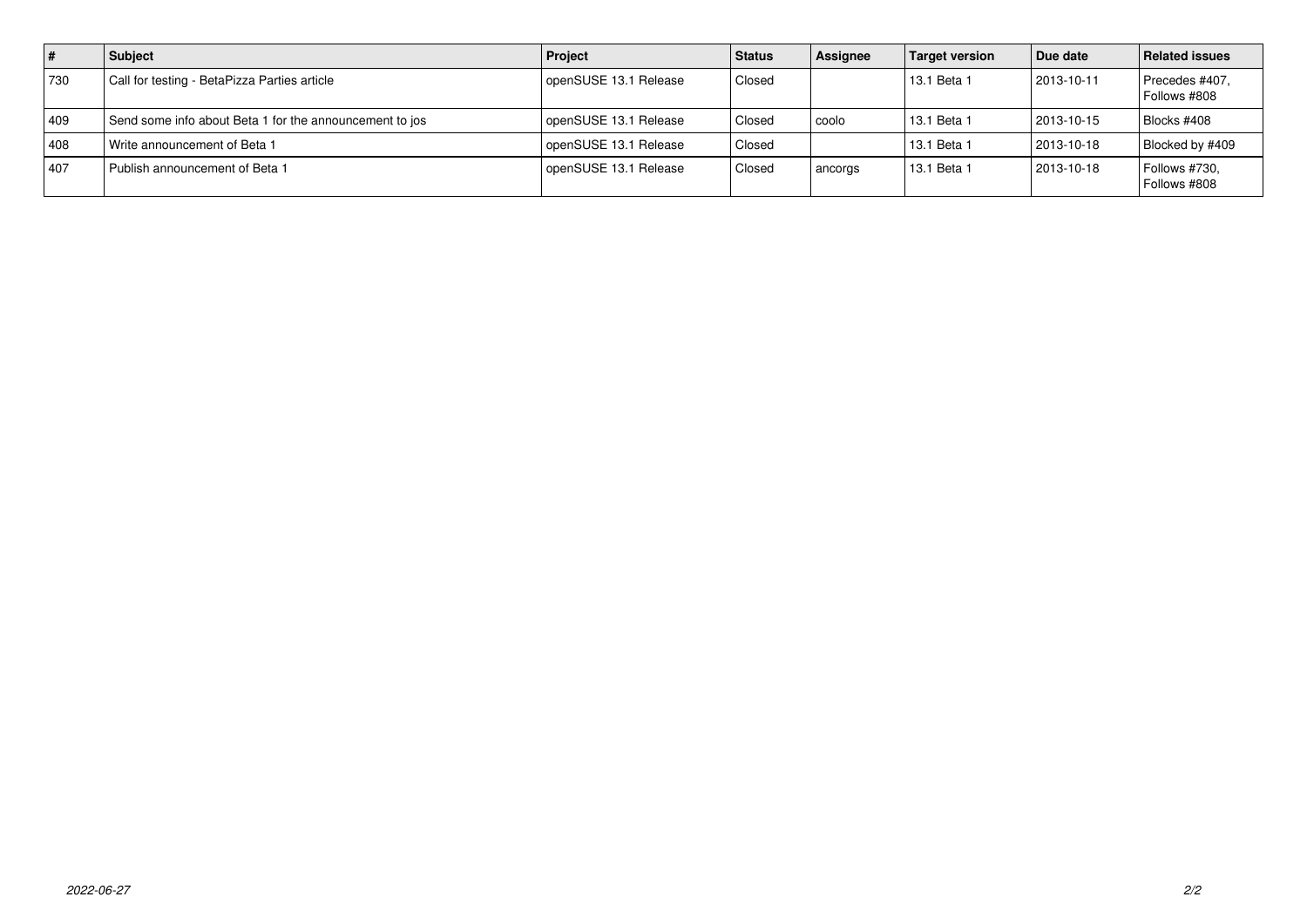| # | Subject | Project | Status | Assignee | Target version | Due date | Related issues |
|---|---|---|---|---|---|---|---|
| 730 | Call for testing - BetaPizza Parties article | openSUSE 13.1 Release | Closed | | 13.1 Beta 1 | 2013-10-11 | Precedes #407, Follows #808 |
| 409 | Send some info about Beta 1 for the announcement to jos | openSUSE 13.1 Release | Closed | coolo | 13.1 Beta 1 | 2013-10-15 | Blocks #408 |
| 408 | Write announcement of Beta 1 | openSUSE 13.1 Release | Closed | | 13.1 Beta 1 | 2013-10-18 | Blocked by #409 |
| 407 | Publish announcement of Beta 1 | openSUSE 13.1 Release | Closed | ancorgs | 13.1 Beta 1 | 2013-10-18 | Follows #730, Follows #808 |